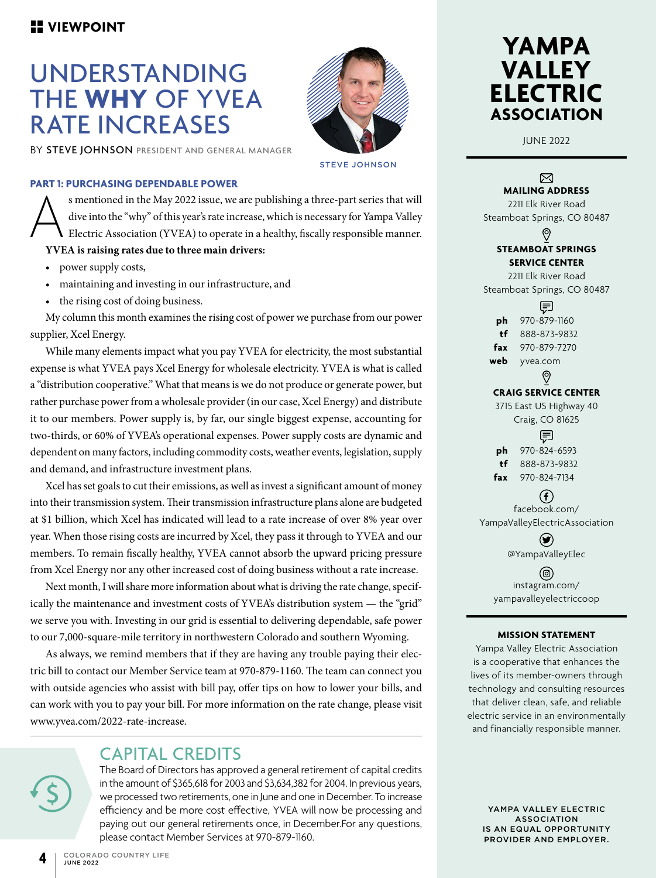## VIEWPOINT

# UNDERSTANDING THE **WHY** OF YVEA RATE INCREASES

BY STEVE JOHNSON PRESIDENT AND GENERAL MANAGER

STEVE JOHNSON

### PART 1: PURCHASING DEPENDABLE POWER

As mentioned in the May 2022 issue, we are publishing a three-part series that will dive into the "why" of this year's rate increase, which is necessary for Yampa Valley Electric Association (YVEA) to operate in a healthy, fiscally responsible manner.

**YVEA is raising rates due to three main drivers:**

- power supply costs,
- maintaining and investing in our infrastructure, and
- the rising cost of doing business.

My column this month examines the rising cost of power we purchase from our power supplier, Xcel Energy.

While many elements impact what you pay YVEA for electricity, the most substantial expense is what YVEA pays Xcel Energy for wholesale electricity. YVEA is what is called a "distribution cooperative." What that means is we do not produce or generate power, but rather purchase power from a wholesale provider (in our case, Xcel Energy) and distribute it to our members. Power supply is, by far, our single biggest expense, accounting for two-thirds, or 60% of YVEA's operational expenses. Power supply costs are dynamic and dependent on many factors, including commodity costs, weather events, legislation, supply and demand, and infrastructure investment plans.

Xcel has set goals to cut their emissions, as well as invest a significant amount of money into their transmission system. Their transmission infrastructure plans alone are budgeted at $1 billion, which Xcel has indicated will lead to a rate increase of over 8% year over year. When those rising costs are incurred by Xcel, they pass it through to YVEA and our members. To remain fiscally healthy, YVEA cannot absorb the upward pricing pressure from Xcel Energy nor any other increased cost of doing business without a rate increase.

Next month, I will share more information about what is driving the rate change, specifically the maintenance and investment costs of YVEA's distribution system — the "grid" we serve you with. Investing in our grid is essential to delivering dependable, safe power to our 7,000-square-mile territory in northwestern Colorado and southern Wyoming.

As always, we remind members that if they are having any trouble paying their electric bill to contact our Member Service team at 970-879-1160. The team can connect you with outside agencies who assist with bill pay, offer tips on how to lower your bills, and can work with you to pay your bill. For more information on the rate change, please visit www.yvea.com/2022-rate-increase.

## CAPITAL CREDITS

The Board of Directors has approved a general retirement of capital credits in the amount of $365,618 for 2003 and $3,634,382 for 2004. In previous years, we processed two retirements, one in June and one in December. To increase efficiency and be more cost effective, YVEA will now be processing and paying out our general retirements once, in December.For any questions, please contact Member Services at 970-879-1160.

# YAMPA VALLEY ELECTRIC ASSOCIATION

JUNE 2022

**MAILING ADDRESS**
2211 Elk River Road
Steamboat Springs, CO 80487

**STEAMBOAT SPRINGS SERVICE CENTER**
2211 Elk River Road
Steamboat Springs, CO 80487

**ph** 970-879-1160
**tf** 888-873-9832
**fax** 970-879-7270
**web** yvea.com

**CRAIG SERVICE CENTER**
3715 East US Highway 40
Craig, CO 81625

**ph** 970-824-6593
**tf** 888-873-9832
**fax** 970-824-7134

facebook.com/YampaValleyElectricAssociation

@YampaValleyElec

instagram.com/yampavalleyelectriccoop

**MISSION STATEMENT**

Yampa Valley Electric Association is a cooperative that enhances the lives of its member-owners through technology and consulting resources that deliver clean, safe, and reliable electric service in an environmentally and financially responsible manner.

YAMPA VALLEY ELECTRIC ASSOCIATION IS AN EQUAL OPPORTUNITY PROVIDER AND EMPLOYER.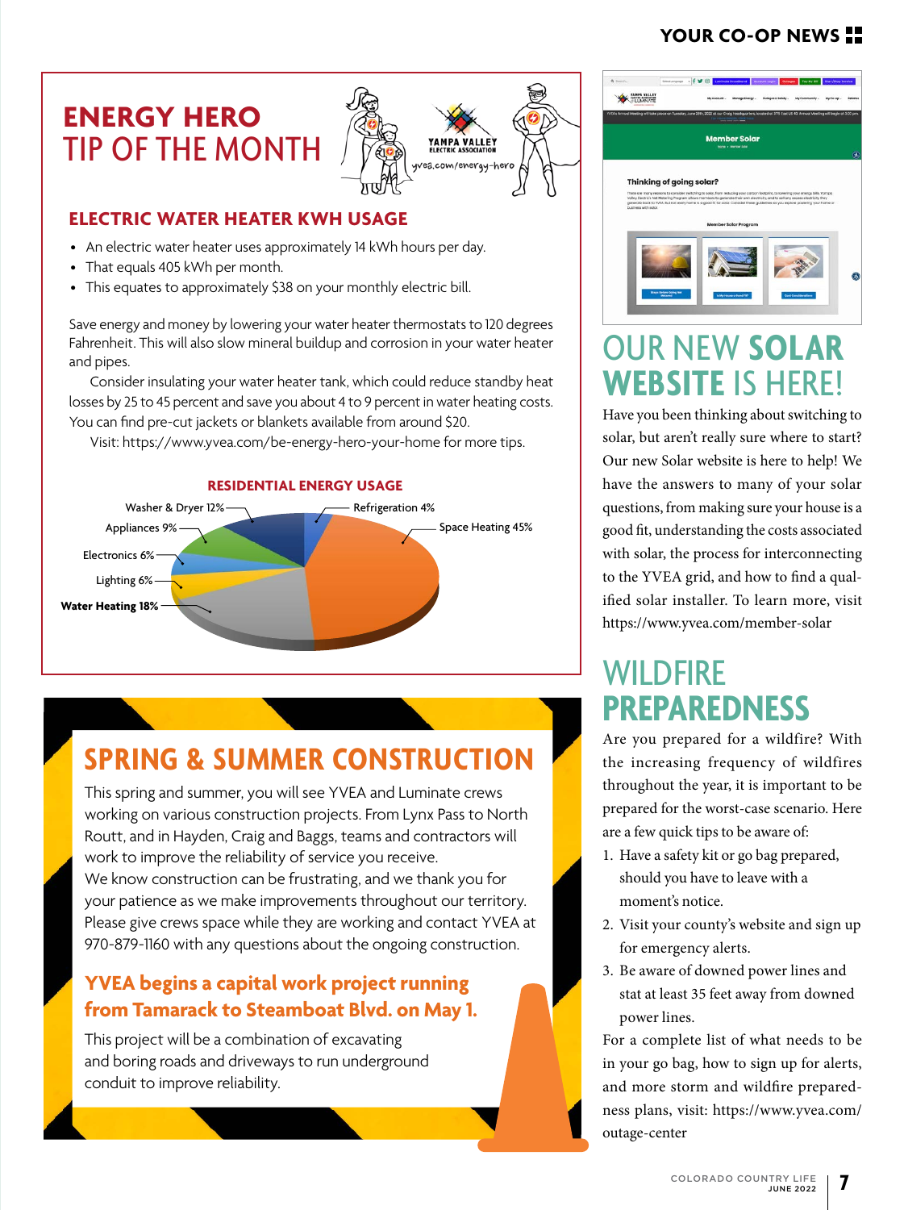# ENERGY HERO TIP OF THE MONTH

## ELECTRIC WATER HEATER KWH USAGE

- An electric water heater uses approximately 14 kWh hours per day.
- That equals 405 kWh per month.
- This equates to approximately $38 on your monthly electric bill.

Save energy and money by lowering your water heater thermostats to 120 degrees Fahrenheit. This will also slow mineral buildup and corrosion in your water heater and pipes.

Consider insulating your water heater tank, which could reduce standby heat losses by 25 to 45 percent and save you about 4 to 9 percent in water heating costs. You can find pre-cut jackets or blankets available from around $20.

Visit: https://www.yvea.com/be-energy-hero-your-home for more tips.

### RESIDENTIAL ENERGY USAGE

| Category | Share |
|---|---|
| Space Heating | 45% |
| **Water Heating** | **18%** |
| Washer & Dryer | 12% |
| Appliances | 9% |
| Electronics | 6% |
| Lighting | 6% |
| Refrigeration | 4% |

# SPRING & SUMMER CONSTRUCTION

This spring and summer, you will see YVEA and Luminate crews working on various construction projects. From Lynx Pass to North Routt, and in Hayden, Craig and Baggs, teams and contractors will work to improve the reliability of service you receive.

We know construction can be frustrating, and we thank you for your patience as we make improvements throughout our territory. Please give crews space while they are working and contact YVEA at 970-879-1160 with any questions about the ongoing construction.

## YVEA begins a capital work project running from Tamarack to Steamboat Blvd. on May 1.

This project will be a combination of excavating and boring roads and driveways to run underground conduit to improve reliability.

# OUR NEW SOLAR WEBSITE IS HERE!

Have you been thinking about switching to solar, but aren't really sure where to start? Our new Solar website is here to help! We have the answers to many of your solar questions, from making sure your house is a good fit, understanding the costs associated with solar, the process for interconnecting to the YVEA grid, and how to find a qualified solar installer. To learn more, visit https://www.yvea.com/member-solar

# WILDFIRE PREPAREDNESS

Are you prepared for a wildfire? With the increasing frequency of wildfires throughout the year, it is important to be prepared for the worst-case scenario. Here are a few quick tips to be aware of:

1. Have a safety kit or go bag prepared, should you have to leave with a moment's notice.
2. Visit your county's website and sign up for emergency alerts.
3. Be aware of downed power lines and stat at least 35 feet away from downed power lines.

For a complete list of what needs to be in your go bag, how to sign up for alerts, and more storm and wildfire preparedness plans, visit: https://www.yvea.com/outage-center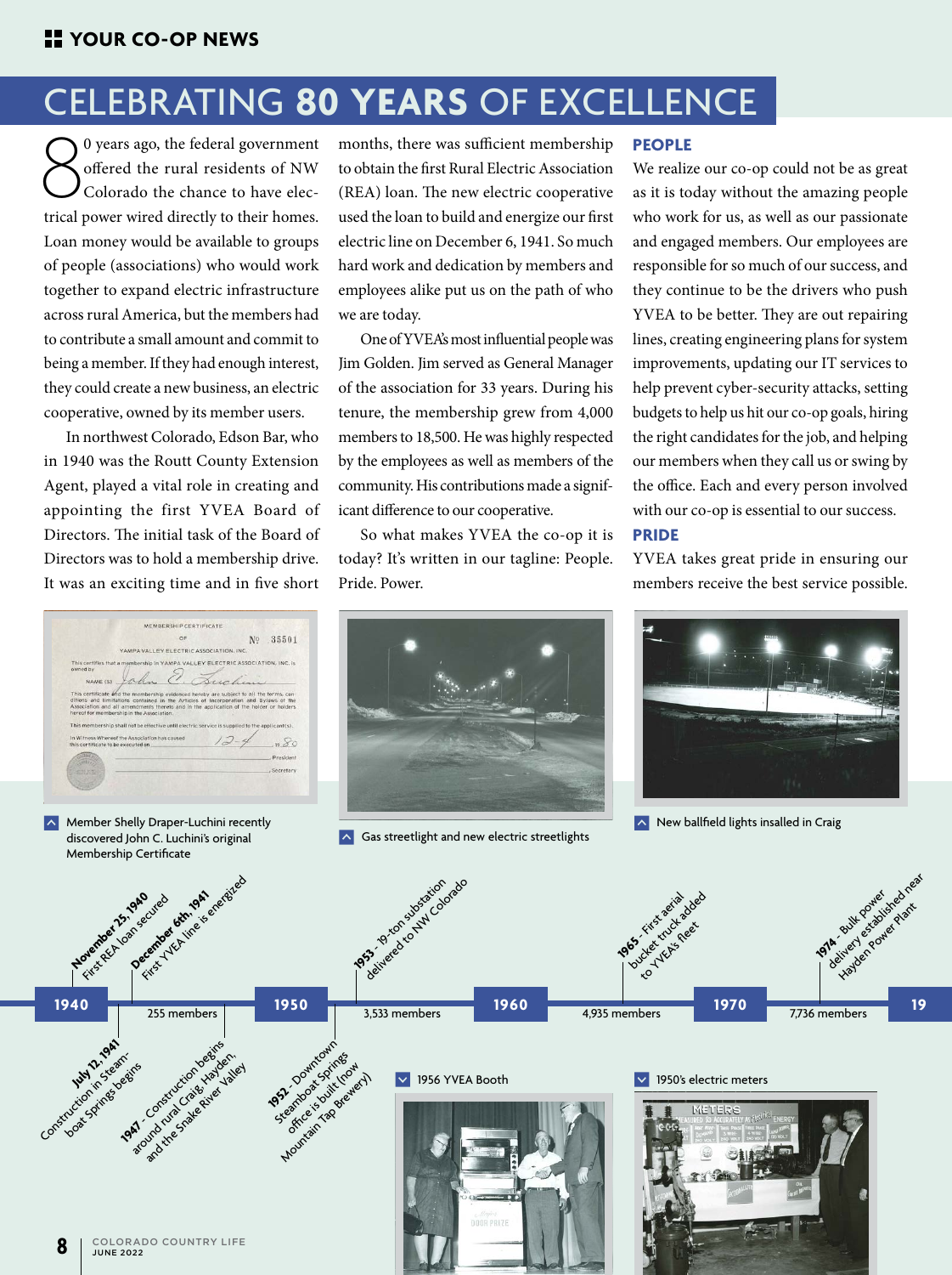## YOUR CO-OP NEWS

# CELEBRATING **80 YEARS** OF EXCELLENCE

80 years ago, the federal government offered the rural residents of NW Colorado the chance to have electrical power wired directly to their homes. Loan money would be available to groups of people (associations) who would work together to expand electric infrastructure across rural America, but the members had to contribute a small amount and commit to being a member. If they had enough interest, they could create a new business, an electric cooperative, owned by its member users.

In northwest Colorado, Edson Bar, who in 1940 was the Routt County Extension Agent, played a vital role in creating and appointing the first YVEA Board of Directors. The initial task of the Board of Directors was to hold a membership drive. It was an exciting time and in five short months, there was sufficient membership to obtain the first Rural Electric Association (REA) loan. The new electric cooperative used the loan to build and energize our first electric line on December 6, 1941. So much hard work and dedication by members and employees alike put us on the path of who we are today.

One of YVEA's most influential people was Jim Golden. Jim served as General Manager of the association for 33 years. During his tenure, the membership grew from 4,000 members to 18,500. He was highly respected by the employees as well as members of the community. His contributions made a significant difference to our cooperative.

So what makes YVEA the co-op it is today? It's written in our tagline: People. Pride. Power.

### PEOPLE

We realize our co-op could not be as great as it is today without the amazing people who work for us, as well as our passionate and engaged members. Our employees are responsible for so much of our success, and they continue to be the drivers who push YVEA to be better. They are out repairing lines, creating engineering plans for system improvements, updating our IT services to help prevent cyber-security attacks, setting budgets to help us hit our co-op goals, hiring the right candidates for the job, and helping our members when they call us or swing by the office. Each and every person involved with our co-op is essential to our success.

### PRIDE

YVEA takes great pride in ensuring our members receive the best service possible.

Member Shelly Draper-Luchini recently discovered John C. Luchini's original Membership Certificate

Gas streetlight and new electric streetlights

New ballfield lights insalled in Craig

- **1940**
  - November 25, 1940 - First REA loan secured
  - December 6th, 1941 - First YVEA line is energized
  - July 12, 1941 - Construction in Steamboat Springs begins
  - 255 members
  - 1947 - Construction begins around rural Craig, Hayden, and the Snake River Valley
- **1950**
  - 1952 - Downtown Steamboat Springs office is built (now Mountain Tap Brewery)
  - 1953 - 19-ton substation delivered to NW Colorado
  - 3,533 members
- **1960**
  - 1965 - First aerial bucket truck added to YVEA's fleet
  - 4,935 members
- **1970**
  - 1974 - Bulk power delivery established near Hayden Power Plant
  - 7,736 members
- **19**

1956 YVEA Booth

1950's electric meters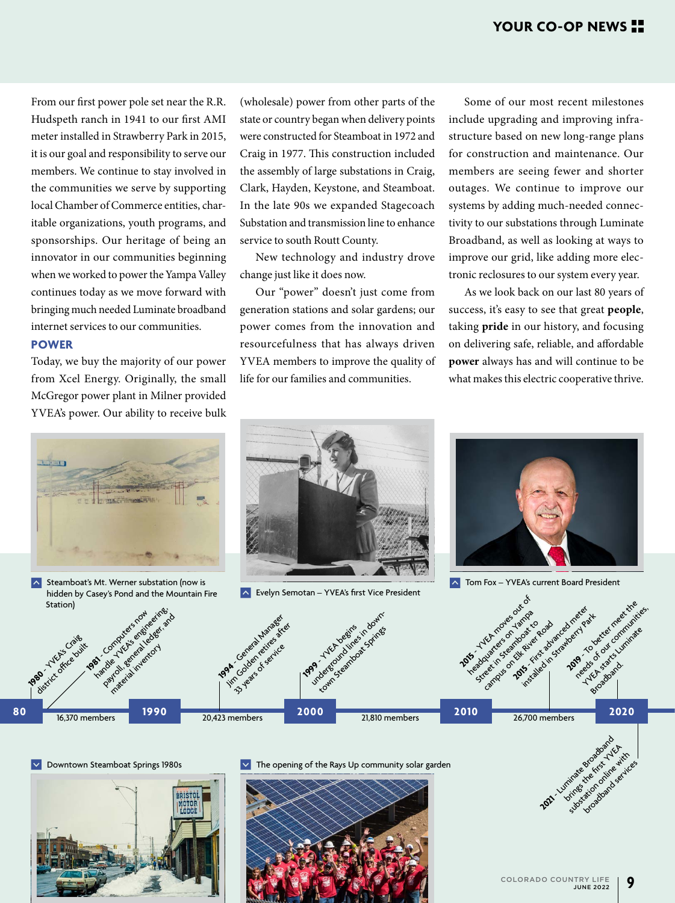From our first power pole set near the R.R. Hudspeth ranch in 1941 to our first AMI meter installed in Strawberry Park in 2015, it is our goal and responsibility to serve our members. We continue to stay involved in the communities we serve by supporting local Chamber of Commerce entities, charitable organizations, youth programs, and sponsorships. Our heritage of being an innovator in our communities beginning when we worked to power the Yampa Valley continues today as we move forward with bringing much needed Luminate broadband internet services to our communities.

## POWER

Today, we buy the majority of our power from Xcel Energy. Originally, the small McGregor power plant in Milner provided YVEA's power. Our ability to receive bulk (wholesale) power from other parts of the state or country began when delivery points were constructed for Steamboat in 1972 and Craig in 1977. This construction included the assembly of large substations in Craig, Clark, Hayden, Keystone, and Steamboat. In the late 90s we expanded Stagecoach Substation and transmission line to enhance service to south Routt County.

New technology and industry drove change just like it does now.

Our "power" doesn't just come from generation stations and solar gardens; our power comes from the innovation and resourcefulness that has always driven YVEA members to improve the quality of life for our families and communities.

Some of our most recent milestones include upgrading and improving infrastructure based on new long-range plans for construction and maintenance. Our members are seeing fewer and shorter outages. We continue to improve our systems by adding much-needed connectivity to our substations through Luminate Broadband, as well as looking at ways to improve our grid, like adding more electronic reclosures to our system every year.

As we look back on our last 80 years of success, it's easy to see that great **people**, taking **pride** in our history, and focusing on delivering safe, reliable, and affordable **power** always has and will continue to be what makes this electric cooperative thrive.

Steamboat's Mt. Werner substation (now is hidden by Casey's Pond and the Mountain Fire Station)

Evelyn Semotan – YVEA's first Vice President

Tom Fox – YVEA's current Board President

- **1980** - YVEA's Craig district office built
- **1981** - Computers now handle YVEA's engineering, payroll, general ledger, and material inventory
- **1994** - General Manager Jim Golden retires after 33 years of service
- **1999** - YVEA begins underground lines in downtown Steamboat Springs
- **2015** - YVEA moves out of headquarters on Yampa Street in Steamboat to campus on Elk River Road
- **2015** - First advanced meter installed in Strawberry Park
- **2019** - To better meet the needs of our communities, YVEA starts Luminate Broadband.
- **2021** - Luminate Broadband brings the first YVEA substation online with broadband services

| 80 | | 1990 | | 2000 | | 2010 | | 2020 |
|---|---|---|---|---|---|---|---|---|
| | 16,370 members | | 20,423 members | | 21,810 members | | 26,700 members | |

Downtown Steamboat Springs 1980s

The opening of the Rays Up community solar garden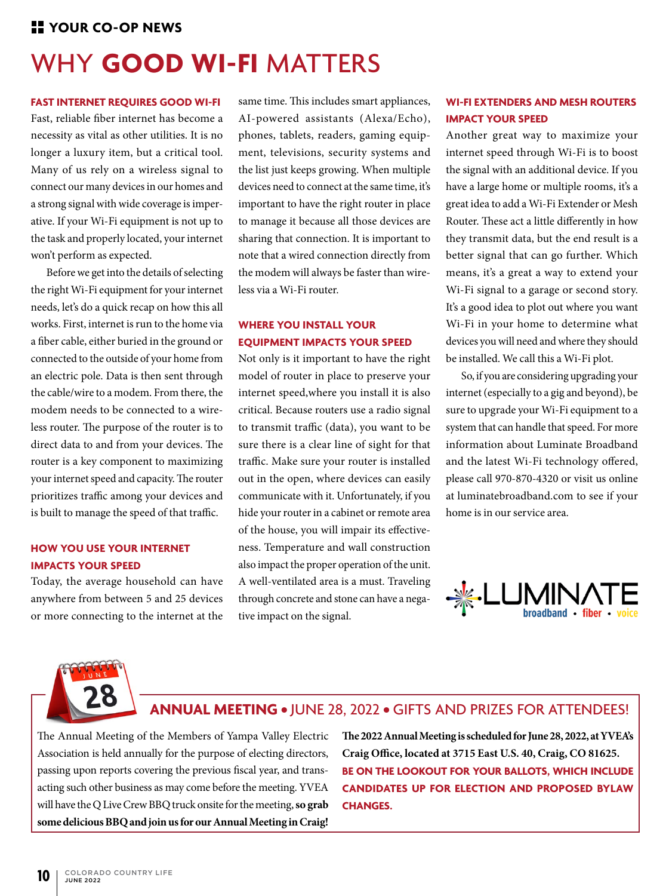YOUR CO-OP NEWS

# WHY GOOD WI-FI MATTERS

### FAST INTERNET REQUIRES GOOD WI-FI

Fast, reliable fiber internet has become a necessity as vital as other utilities. It is no longer a luxury item, but a critical tool. Many of us rely on a wireless signal to connect our many devices in our homes and a strong signal with wide coverage is imperative. If your Wi-Fi equipment is not up to the task and properly located, your internet won't perform as expected.

Before we get into the details of selecting the right Wi-Fi equipment for your internet needs, let's do a quick recap on how this all works. First, internet is run to the home via a fiber cable, either buried in the ground or connected to the outside of your home from an electric pole. Data is then sent through the cable/wire to a modem. From there, the modem needs to be connected to a wireless router. The purpose of the router is to direct data to and from your devices. The router is a key component to maximizing your internet speed and capacity. The router prioritizes traffic among your devices and is built to manage the speed of that traffic.

### HOW YOU USE YOUR INTERNET IMPACTS YOUR SPEED

Today, the average household can have anywhere from between 5 and 25 devices or more connecting to the internet at the same time. This includes smart appliances, AI-powered assistants (Alexa/Echo), phones, tablets, readers, gaming equipment, televisions, security systems and the list just keeps growing. When multiple devices need to connect at the same time, it's important to have the right router in place to manage it because all those devices are sharing that connection. It is important to note that a wired connection directly from the modem will always be faster than wireless via a Wi-Fi router.

### WHERE YOU INSTALL YOUR EQUIPMENT IMPACTS YOUR SPEED

Not only is it important to have the right model of router in place to preserve your internet speed,where you install it is also critical. Because routers use a radio signal to transmit traffic (data), you want to be sure there is a clear line of sight for that traffic. Make sure your router is installed out in the open, where devices can easily communicate with it. Unfortunately, if you hide your router in a cabinet or remote area of the house, you will impair its effectiveness. Temperature and wall construction also impact the proper operation of the unit. A well-ventilated area is a must. Traveling through concrete and stone can have a negative impact on the signal.

### WI-FI EXTENDERS AND MESH ROUTERS IMPACT YOUR SPEED

Another great way to maximize your internet speed through Wi-Fi is to boost the signal with an additional device. If you have a large home or multiple rooms, it's a great idea to add a Wi-Fi Extender or Mesh Router. These act a little differently in how they transmit data, but the end result is a better signal that can go further. Which means, it's a great a way to extend your Wi-Fi signal to a garage or second story. It's a good idea to plot out where you want Wi-Fi in your home to determine what devices you will need and where they should be installed. We call this a Wi-Fi plot.

So, if you are considering upgrading your internet (especially to a gig and beyond), be sure to upgrade your Wi-Fi equipment to a system that can handle that speed. For more information about Luminate Broadband and the latest Wi-Fi technology offered, please call 970-870-4320 or visit us online at luminatebroadband.com to see if your home is in our service area.

LUMINATE
broadband • fiber • voice

JUNE 28

## ANNUAL MEETING • JUNE 28, 2022 • GIFTS AND PRIZES FOR ATTENDEES!

The Annual Meeting of the Members of Yampa Valley Electric Association is held annually for the purpose of electing directors, passing upon reports covering the previous fiscal year, and transacting such other business as may come before the meeting. YVEA will have the Q Live Crew BBQ truck onsite for the meeting, **so grab some delicious BBQ and join us for our Annual Meeting in Craig!**

**The 2022 Annual Meeting is scheduled for June 28, 2022, at YVEA's Craig Office, located at 3715 East U.S. 40, Craig, CO 81625.**

**BE ON THE LOOKOUT FOR YOUR BALLOTS, WHICH INCLUDE CANDIDATES UP FOR ELECTION AND PROPOSED BYLAW CHANGES.**